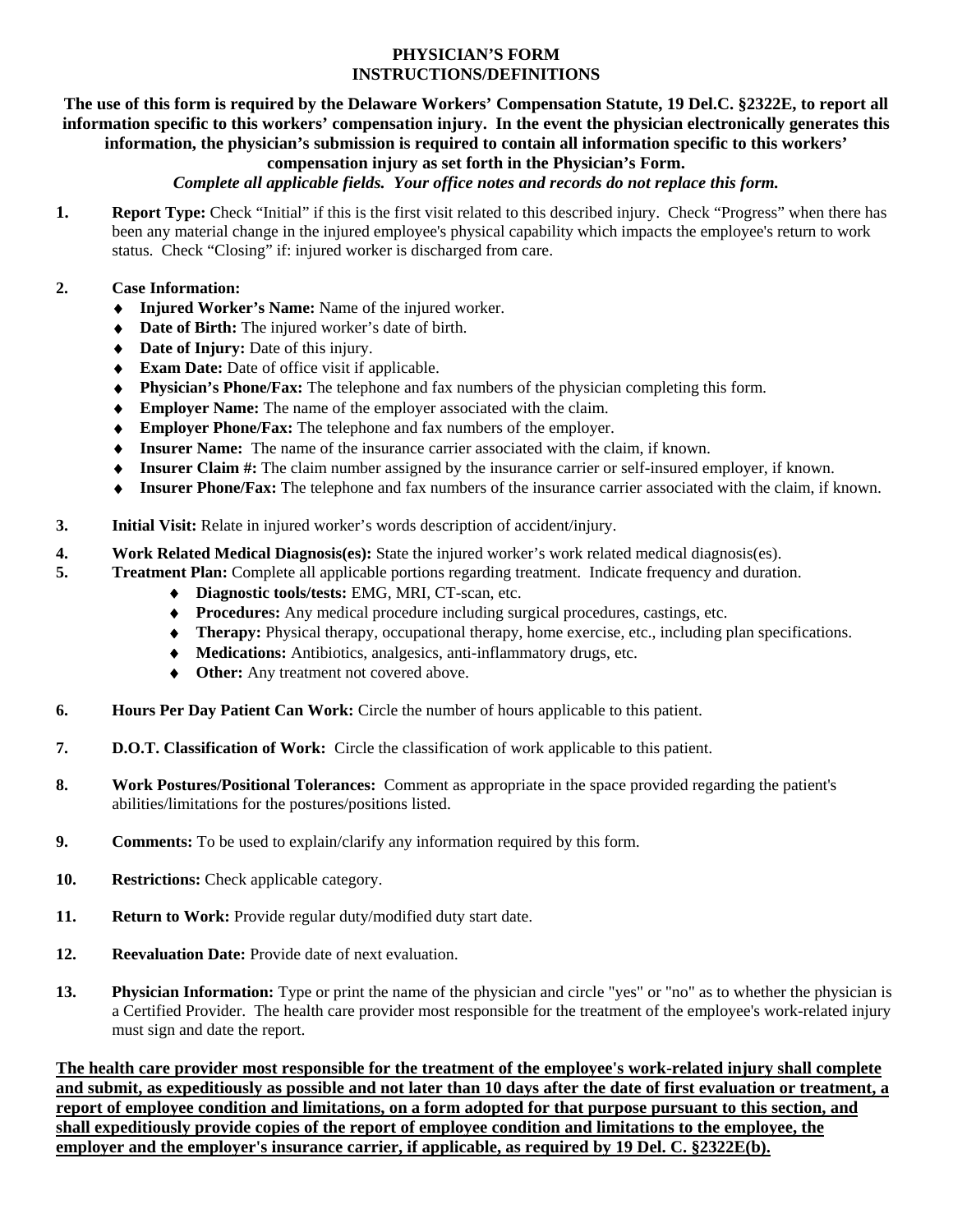# PHYSICIAN'S FORM
## INSTRUCTIONS/DEFINITIONS

**The use of this form is required by the Delaware Workers' Compensation Statute, 19 Del.C. §2322E, to report all information specific to this workers' compensation injury. In the event the physician electronically generates this information, the physician's submission is required to contain all information specific to this workers' compensation injury as set forth in the Physician's Form.**

***Complete all applicable fields. Your office notes and records do not replace this form.***

1. **Report Type:** Check "Initial" if this is the first visit related to this described injury. Check "Progress" when there has been any material change in the injured employee's physical capability which impacts the employee's return to work status. Check "Closing" if: injured worker is discharged from care.

2. **Case Information:**
   - **Injured Worker's Name:** Name of the injured worker.
   - **Date of Birth:** The injured worker's date of birth.
   - **Date of Injury:** Date of this injury.
   - **Exam Date:** Date of office visit if applicable.
   - **Physician's Phone/Fax:** The telephone and fax numbers of the physician completing this form.
   - **Employer Name:** The name of the employer associated with the claim.
   - **Employer Phone/Fax:** The telephone and fax numbers of the employer.
   - **Insurer Name:** The name of the insurance carrier associated with the claim, if known.
   - **Insurer Claim #:** The claim number assigned by the insurance carrier or self-insured employer, if known.
   - **Insurer Phone/Fax:** The telephone and fax numbers of the insurance carrier associated with the claim, if known.

3. **Initial Visit:** Relate in injured worker's words description of accident/injury.

4. **Work Related Medical Diagnosis(es):** State the injured worker's work related medical diagnosis(es).

5. **Treatment Plan:** Complete all applicable portions regarding treatment. Indicate frequency and duration.
   - **Diagnostic tools/tests:** EMG, MRI, CT-scan, etc.
   - **Procedures:** Any medical procedure including surgical procedures, castings, etc.
   - **Therapy:** Physical therapy, occupational therapy, home exercise, etc., including plan specifications.
   - **Medications:** Antibiotics, analgesics, anti-inflammatory drugs, etc.
   - **Other:** Any treatment not covered above.

6. **Hours Per Day Patient Can Work:** Circle the number of hours applicable to this patient.

7. **D.O.T. Classification of Work:** Circle the classification of work applicable to this patient.

8. **Work Postures/Positional Tolerances:** Comment as appropriate in the space provided regarding the patient's abilities/limitations for the postures/positions listed.

9. **Comments:** To be used to explain/clarify any information required by this form.

10. **Restrictions:** Check applicable category.

11. **Return to Work:** Provide regular duty/modified duty start date.

12. **Reevaluation Date:** Provide date of next evaluation.

13. **Physician Information:** Type or print the name of the physician and circle "yes" or "no" as to whether the physician is a Certified Provider. The health care provider most responsible for the treatment of the employee's work-related injury must sign and date the report.

**The health care provider most responsible for the treatment of the employee's work-related injury shall complete and submit, as expeditiously as possible and not later than 10 days after the date of first evaluation or treatment, a report of employee condition and limitations, on a form adopted for that purpose pursuant to this section, and shall expeditiously provide copies of the report of employee condition and limitations to the employee, the employer and the employer's insurance carrier, if applicable, as required by 19 Del. C. §2322E(b).**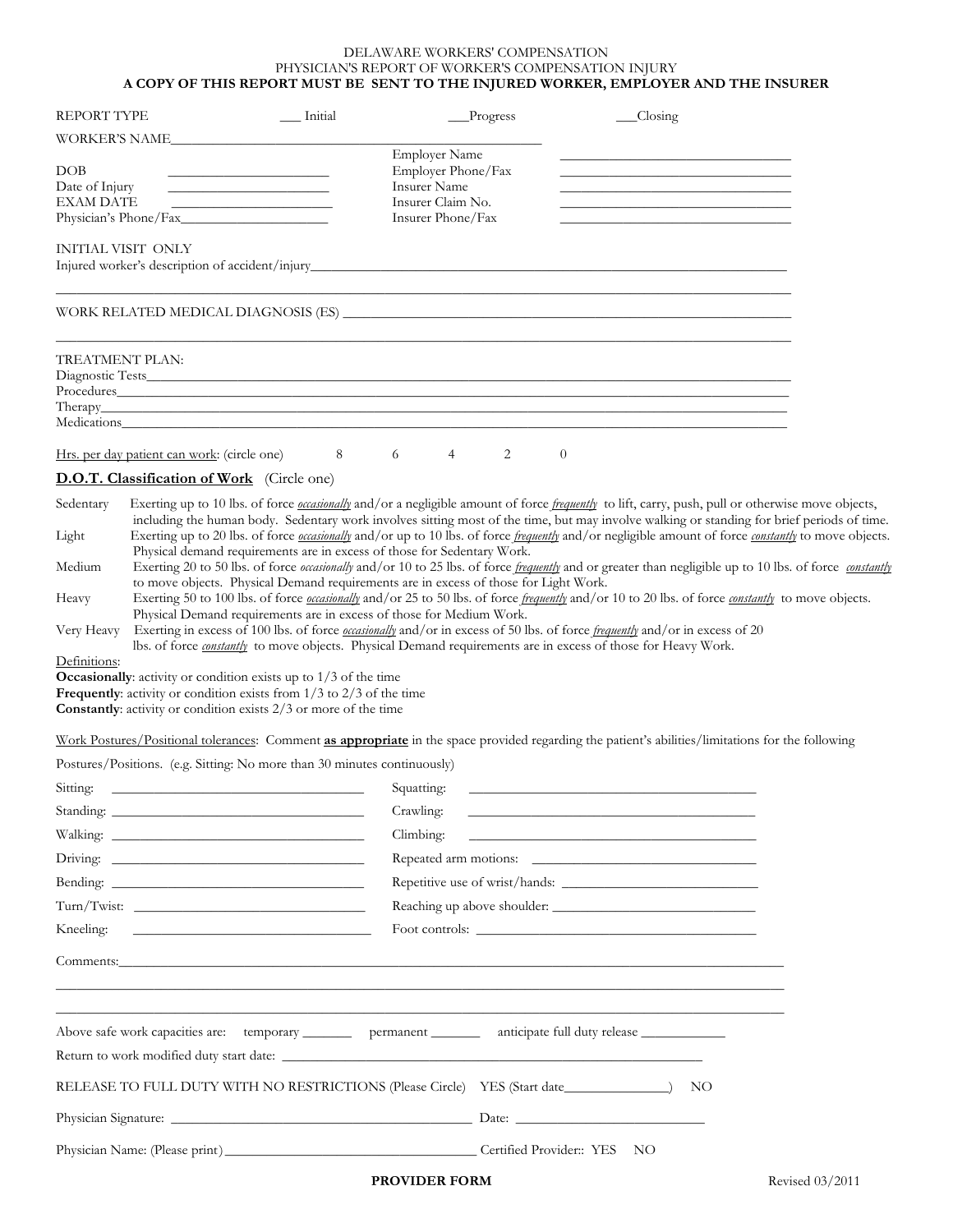DELAWARE WORKERS' COMPENSATION

PHYSICIAN'S REPORT OF WORKER'S COMPENSATION INJURY

**A COPY OF THIS REPORT MUST BE SENT TO THE INJURED WORKER, EMPLOYER AND THE INSURER**

REPORT TYPE ___ Initial ___Progress ___Closing

WORKER'S NAME________________________________________________

| | | | |
|---|---|---|---|
| | | Employer Name | ______________________ |
| DOB | ______________________ | Employer Phone/Fax | ______________________ |
| Date of Injury | ______________________ | Insurer Name | ______________________ |
| EXAM DATE | ______________________ | Insurer Claim No. | ______________________ |
| Physician's Phone/Fax | ______________________ | Insurer Phone/Fax | ______________________ |

INITIAL VISIT ONLY

Injured worker's description of accident/injury_____________________________________________________________

_____________________________________________________________________________________________

WORK RELATED MEDICAL DIAGNOSIS (ES) ___________________________________________________________

_____________________________________________________________________________________________

TREATMENT PLAN:

Diagnostic Tests_______________________________________________________________________________

Procedures____________________________________________________________________________________

Therapy______________________________________________________________________________________

Medications___________________________________________________________________________________

Hrs. per day patient can work: (circle one) 8 6 4 2 0

## D.O.T. Classification of Work (Circle one)

Sedentary — Exerting up to 10 lbs. of force *occasionally* and/or a negligible amount of force *frequently* to lift, carry, push, pull or otherwise move objects, including the human body. Sedentary work involves sitting most of the time, but may involve walking or standing for brief periods of time.

Light — Exerting up to 20 lbs. of force *occasionally* and/or up to 10 lbs. of force *frequently* and/or negligible amount of force *constantly* to move objects. Physical demand requirements are in excess of those for Sedentary Work.

Medium — Exerting 20 to 50 lbs. of force *occasionally* and/or 10 to 25 lbs. of force *frequently* and or greater than negligible up to 10 lbs. of force *constantly* to move objects. Physical Demand requirements are in excess of those for Light Work.

Heavy — Exerting 50 to 100 lbs. of force *occasionally* and/or 25 to 50 lbs. of force *frequently* and/or 10 to 20 lbs. of force *constantly* to move objects. Physical Demand requirements are in excess of those for Medium Work.

Very Heavy — Exerting in excess of 100 lbs. of force *occasionally* and/or in excess of 50 lbs. of force *frequently* and/or in excess of 20 lbs. of force *constantly* to move objects. Physical Demand requirements are in excess of those for Heavy Work.

Definitions:

**Occasionally**: activity or condition exists up to 1/3 of the time

**Frequently**: activity or condition exists from 1/3 to 2/3 of the time

**Constantly**: activity or condition exists 2/3 or more of the time

Work Postures/Positional tolerances: Comment **as appropriate** in the space provided regarding the patient's abilities/limitations for the following Postures/Positions. (e.g. Sitting: No more than 30 minutes continuously)

| | | | |
|---|---|---|---|
| Sitting: | ______________________ | Squatting: | ______________________ |
| Standing: | ______________________ | Crawling: | ______________________ |
| Walking: | ______________________ | Climbing: | ______________________ |
| Driving: | ______________________ | Repeated arm motions: | ______________________ |
| Bending: | ______________________ | Repetitive use of wrist/hands: | ______________________ |
| Turn/Twist: | ______________________ | Reaching up above shoulder: | ______________________ |
| Kneeling: | ______________________ | Foot controls: | ______________________ |

Comments:_____________________________________________________________________________________

_____________________________________________________________________________________________

_____________________________________________________________________________________________

Above safe work capacities are: temporary _______ permanent _______ anticipate full duty release ____________

Return to work modified duty start date: ______________________________________________________

RELEASE TO FULL DUTY WITH NO RESTRICTIONS (Please Circle) YES (Start date_______________) NO

Physician Signature: ___________________________________ Date: ________________________

Physician Name: (Please print) ________________________________ Certified Provider:: YES NO

**PROVIDER FORM** Revised 03/2011